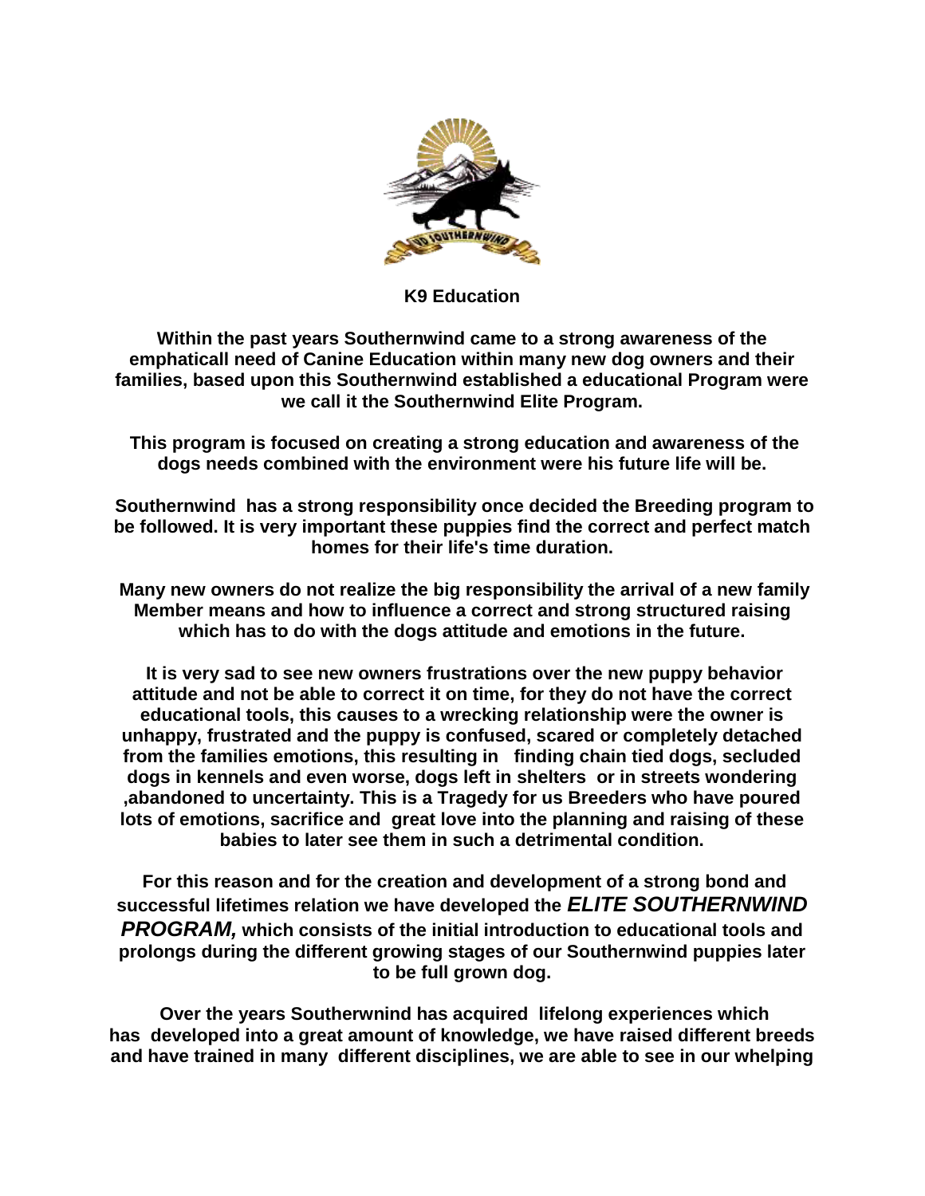**K9 Education**

**Within the past years Southernwind came to a strong awareness of the emphaticall need of Canine Education within many new dog owners and their families, based upon this Southernwind established a educational Program were we call it the Southernwind Elite Program.**

**This program is focused on creating a strong education and awareness of the dogs needs combined with the environment were his future life will be.**

**Southernwind has a strong responsibility once decided the Breeding program to be followed. It is very important these puppies find the correct and perfect match homes for their life's time duration.**

**Many new owners do not realize the big responsibility the arrival of a new family Member means and how to influence a correct and strong structured raising which has to do with the dogs attitude and emotions in the future.**

**It is very sad to see new owners frustrations over the new puppy behavior attitude and not be able to correct it on time, for they do not have the correct educational tools, this causes to a wrecking relationship were the owner is unhappy, frustrated and the puppy is confused, scared or completely detached from the families emotions, this resulting in finding chain tied dogs, secluded dogs in kennels and even worse, dogs left in shelters or in streets wondering ,abandoned to uncertainty. This is a Tragedy for us Breeders who have poured lots of emotions, sacrifice and great love into the planning and raising of these babies to later see them in such a detrimental condition.**

**For this reason and for the creation and development of a strong bond and successful lifetimes relation we have developed the *ELITE SOUTHERNWIND PROGRAM,* which consists of the initial introduction to educational tools and prolongs during the different growing stages of our Southernwind puppies later to be full grown dog.**

**Over the years Southerwnind has acquired lifelong experiences which has developed into a great amount of knowledge, we have raised different breeds and have trained in many different disciplines, we are able to see in our whelping**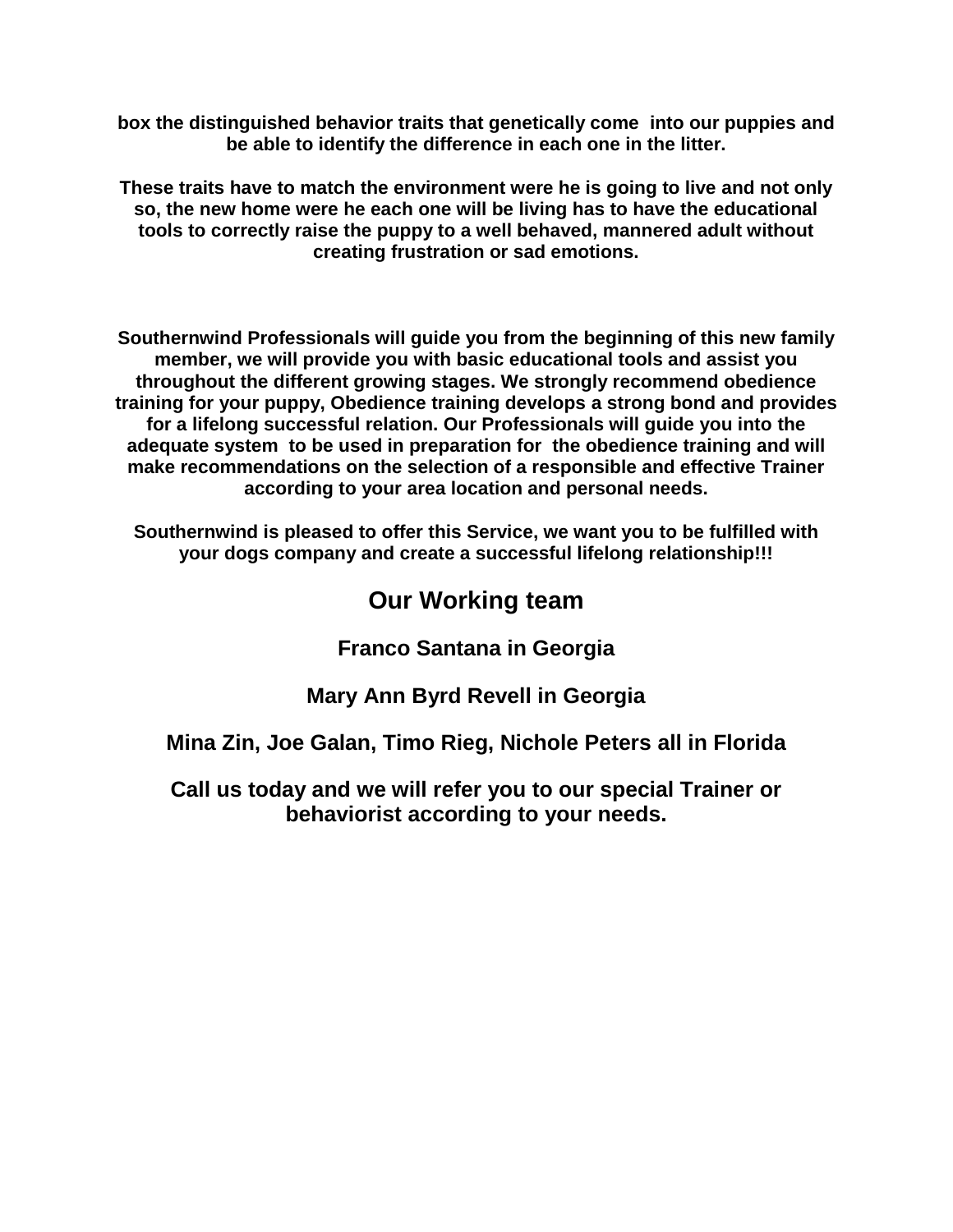**box the distinguished behavior traits that genetically come into our puppies and be able to identify the difference in each one in the litter.**

**These traits have to match the environment were he is going to live and not only so, the new home were he each one will be living has to have the educational tools to correctly raise the puppy to a well behaved, mannered adult without creating frustration or sad emotions.**

**Southernwind Professionals will guide you from the beginning of this new family member, we will provide you with basic educational tools and assist you throughout the different growing stages. We strongly recommend obedience training for your puppy, Obedience training develops a strong bond and provides for a lifelong successful relation. Our Professionals will guide you into the adequate system to be used in preparation for the obedience training and will make recommendations on the selection of a responsible and effective Trainer according to your area location and personal needs.**

**Southernwind is pleased to offer this Service, we want you to be fulfilled with your dogs company and create a successful lifelong relationship!!!**

## Our Working team

**Franco Santana in Georgia**

**Mary Ann Byrd Revell in Georgia**

**Mina Zin, Joe Galan, Timo Rieg, Nichole Peters all in Florida**

**Call us today and we will refer you to our special Trainer or behaviorist according to your needs.**